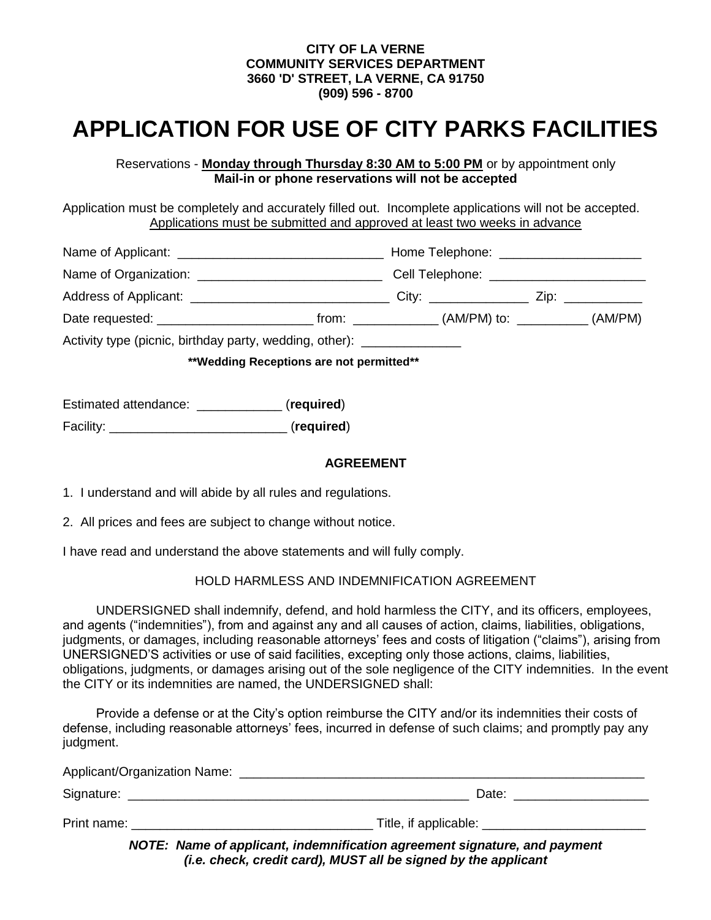**CITY OF LA VERNE**
**COMMUNITY SERVICES DEPARTMENT**
**3660 'D' STREET, LA VERNE, CA 91750**
**(909) 596 - 8700**

# APPLICATION FOR USE OF CITY PARKS FACILITIES

Reservations - **Monday through Thursday 8:30 AM to 5:00 PM** or by appointment only
**Mail-in or phone reservations will not be accepted**

Application must be completely and accurately filled out. Incomplete applications will not be accepted.
Applications must be submitted and approved at least two weeks in advance

Name of Applicant: ____________________________ Home Telephone: ____________________

Name of Organization: __________________________ Cell Telephone: ______________________

Address of Applicant: ____________________________ City: _____________ Zip: ___________

Date requested: _____________________ from: ___________ (AM/PM) to: __________ (AM/PM)

Activity type (picnic, birthday party, wedding, other): ______________

**\*\*Wedding Receptions are not permitted\*\***

Estimated attendance: ____________ (**required**)

Facility: ________________________ (**required**)

### AGREEMENT

1. I understand and will abide by all rules and regulations.
2. All prices and fees are subject to change without notice.

I have read and understand the above statements and will fully comply.

HOLD HARMLESS AND INDEMNIFICATION AGREEMENT

UNDERSIGNED shall indemnify, defend, and hold harmless the CITY, and its officers, employees, and agents ("indemnities"), from and against any and all causes of action, claims, liabilities, obligations, judgments, or damages, including reasonable attorneys' fees and costs of litigation ("claims"), arising from UNERSIGNED'S activities or use of said facilities, excepting only those actions, claims, liabilities, obligations, judgments, or damages arising out of the sole negligence of the CITY indemnities. In the event the CITY or its indemnities are named, the UNDERSIGNED shall:

Provide a defense or at the City's option reimburse the CITY and/or its indemnities their costs of defense, including reasonable attorneys' fees, incurred in defense of such claims; and promptly pay any judgment.

Applicant/Organization Name: ____________________________________________________________

Signature: _________________________________________________ Date: __________________

Print name: _________________________________ Title, if applicable: _______________________

***NOTE: Name of applicant, indemnification agreement signature, and payment (i.e. check, credit card), MUST all be signed by the applicant***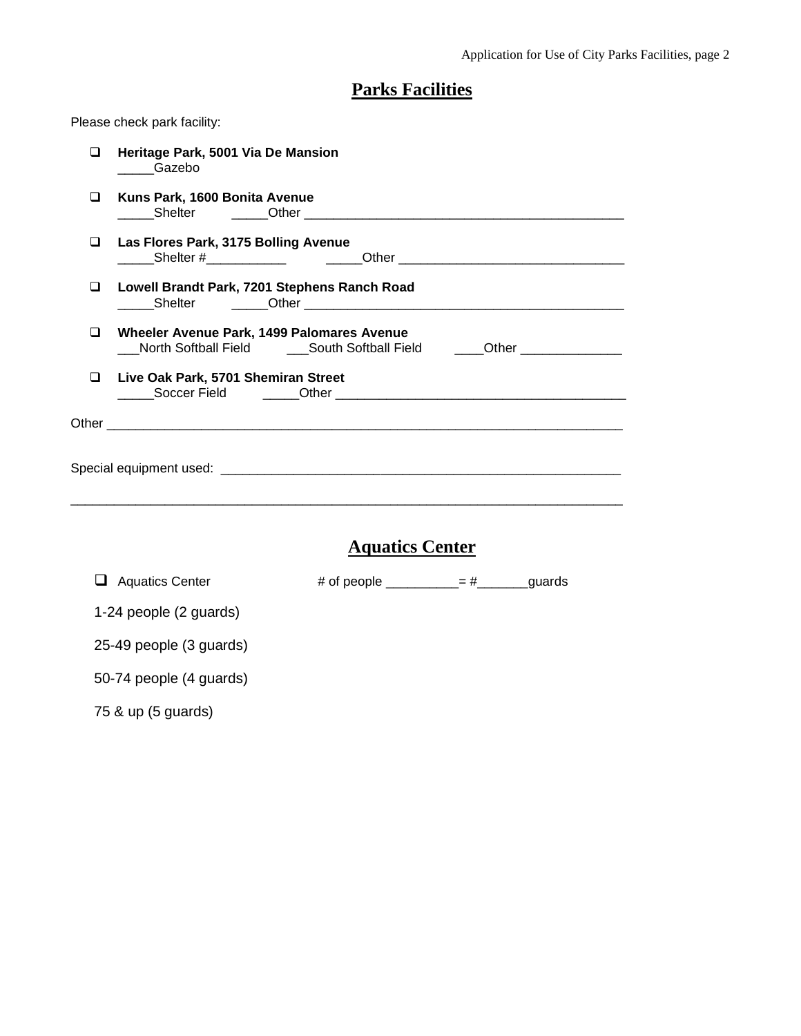## Parks Facilities

Please check park facility:

- ❑ **Heritage Park, 5001 Via De Mansion**
  _____Gazebo

- ❑ **Kuns Park, 1600 Bonita Avenue**
  _____Shelter _____Other ___________________________________________

- ❑ **Las Flores Park, 3175 Bolling Avenue**
  _____Shelter #___________ _____Other _______________________________

- ❑ **Lowell Brandt Park, 7201 Stephens Ranch Road**
  _____Shelter _____Other ___________________________________________

- ❑ **Wheeler Avenue Park, 1499 Palomares Avenue**
  ___North Softball Field ___South Softball Field ____Other ______________

- ❑ **Live Oak Park, 5701 Shemiran Street**
  _____Soccer Field _____Other _______________________________________

Other ___________________________________________________________________________

Special equipment used: __________________________________________________________

_________________________________________________________________________________

## Aquatics Center

❑ Aquatics Center # of people __________= #_______guards

1-24 people (2 guards)

25-49 people (3 guards)

50-74 people (4 guards)

75 & up (5 guards)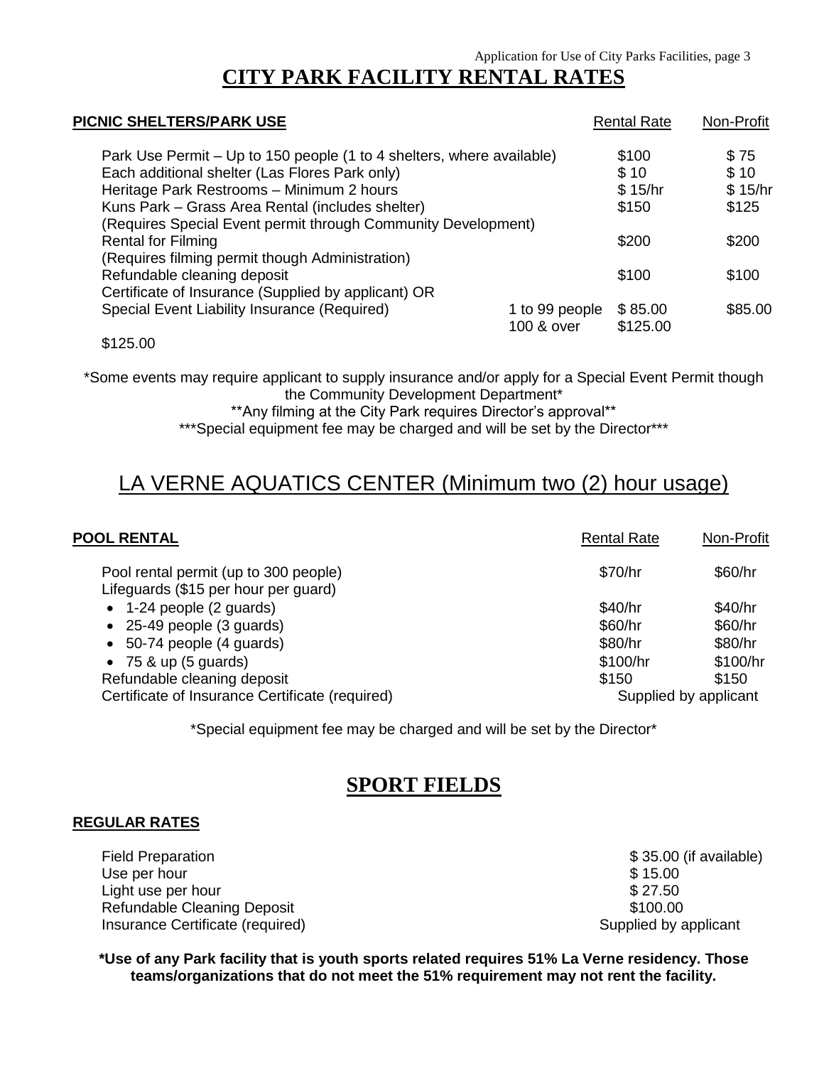# CITY PARK FACILITY RENTAL RATES

| PICNIC SHELTERS/PARK USE | | Rental Rate | Non-Profit |
|---|---|---|---|
| Park Use Permit – Up to 150 people (1 to 4 shelters, where available) | | $100 | $ 75 |
| Each additional shelter (Las Flores Park only) | | $ 10 | $ 10 |
| Heritage Park Restrooms – Minimum 2 hours | | $ 15/hr | $ 15/hr |
| Kuns Park – Grass Area Rental (includes shelter) | | $150 | $125 |
| (Requires Special Event permit through Community Development) | | | |
| Rental for Filming | | $200 | $200 |
| (Requires filming permit though Administration) | | | |
| Refundable cleaning deposit | | $100 | $100 |
| Certificate of Insurance (Supplied by applicant) OR | | | |
| Special Event Liability Insurance (Required) | 1 to 99 people | $ 85.00 | $85.00 |
| | 100 & over | $125.00 | |

$125.00

\*Some events may require applicant to supply insurance and/or apply for a Special Event Permit though the Community Development Department\*

\*\*Any filming at the City Park requires Director's approval\*\*

\*\*\*Special equipment fee may be charged and will be set by the Director\*\*\*

## LA VERNE AQUATICS CENTER (Minimum two (2) hour usage)

| POOL RENTAL | Rental Rate | Non-Profit |
|---|---|---|
| Pool rental permit (up to 300 people) | $70/hr | $60/hr |
| Lifeguards ($15 per hour per guard) | | |
| • 1-24 people (2 guards) | $40/hr | $40/hr |
| • 25-49 people (3 guards) | $60/hr | $60/hr |
| • 50-74 people (4 guards) | $80/hr | $80/hr |
| • 75 & up (5 guards) | $100/hr | $100/hr |
| Refundable cleaning deposit | $150 | $150 |
| Certificate of Insurance Certificate (required) | Supplied by applicant | |

\*Special equipment fee may be charged and will be set by the Director\*

## SPORT FIELDS

**REGULAR RATES**

| | |
|---|---|
| Field Preparation | $ 35.00 (if available) |
| Use per hour | $ 15.00 |
| Light use per hour | $ 27.50 |
| Refundable Cleaning Deposit | $100.00 |
| Insurance Certificate (required) | Supplied by applicant |

**\*Use of any Park facility that is youth sports related requires 51% La Verne residency. Those teams/organizations that do not meet the 51% requirement may not rent the facility.**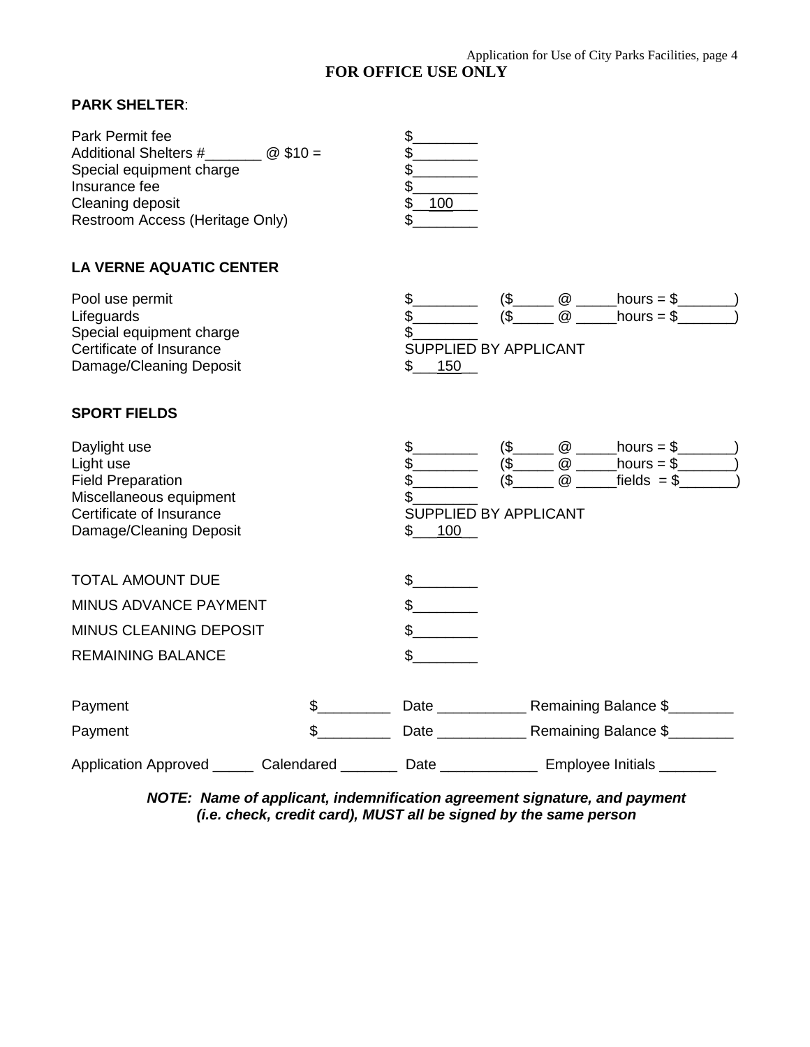## FOR OFFICE USE ONLY

**PARK SHELTER**:

| | |
|---|---|
| Park Permit fee | $________ |
| Additional Shelters #_______ @ $10 = | $________ |
| Special equipment charge | $________ |
| Insurance fee | $________ |
| Cleaning deposit | $__100___ |
| Restroom Access (Heritage Only) | $________ |

**LA VERNE AQUATIC CENTER**

| | | |
|---|---|---|
| Pool use permit | $________ | ($_____ @ _____hours = $_______) |
| Lifeguards | $________ | ($_____ @ _____hours = $_______) |
| Special equipment charge | $________ | |
| Certificate of Insurance | SUPPLIED BY APPLICANT | |
| Damage/Cleaning Deposit | $___150__ | |

**SPORT FIELDS**

| | | |
|---|---|---|
| Daylight use | $________ | ($_____ @ _____hours = $_______) |
| Light use | $________ | ($_____ @ _____hours = $_______) |
| Field Preparation | $________ | ($_____ @ _____fields = $_______) |
| Miscellaneous equipment | $________ | |
| Certificate of Insurance | SUPPLIED BY APPLICANT | |
| Damage/Cleaning Deposit | $___100__ | |

| | |
|---|---|
| TOTAL AMOUNT DUE | $________ |
| MINUS ADVANCE PAYMENT | $________ |
| MINUS CLEANING DEPOSIT | $________ |
| REMAINING BALANCE | $________ |

Payment $_________ Date ___________ Remaining Balance $________

Payment $_________ Date ___________ Remaining Balance $________

Application Approved _____ Calendared _______ Date ____________ Employee Initials _______

***NOTE: Name of applicant, indemnification agreement signature, and payment (i.e. check, credit card), MUST all be signed by the same person***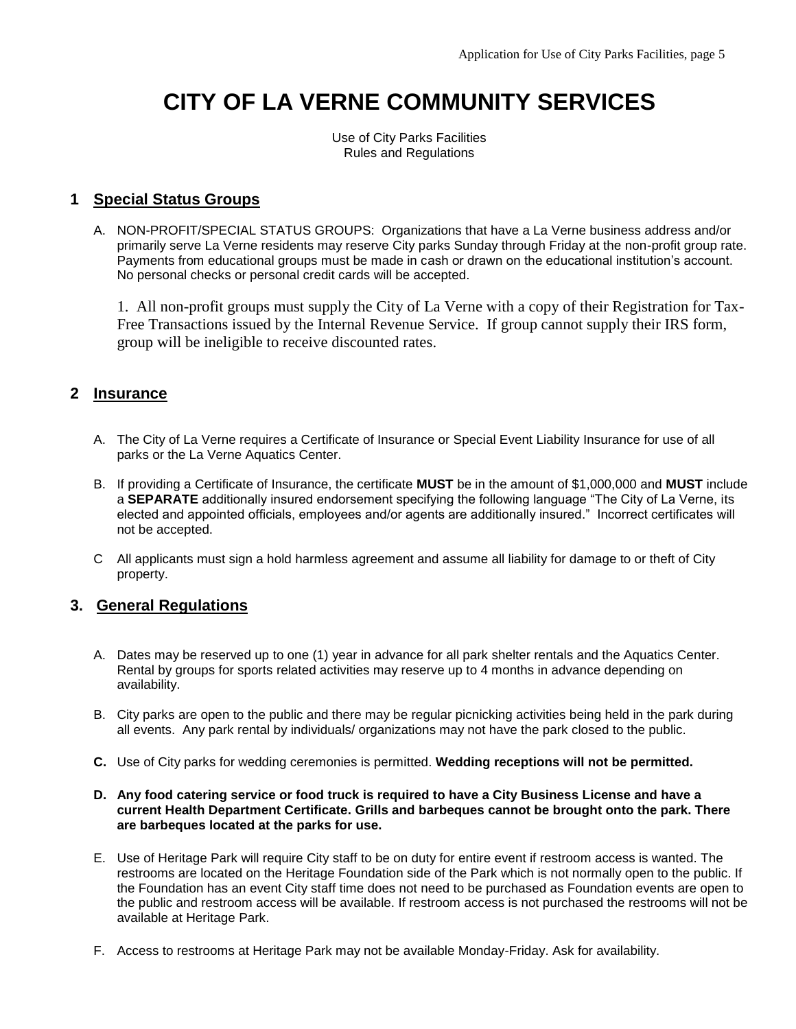# CITY OF LA VERNE COMMUNITY SERVICES

Use of City Parks Facilities
Rules and Regulations

## 1 Special Status Groups

A. NON-PROFIT/SPECIAL STATUS GROUPS: Organizations that have a La Verne business address and/or primarily serve La Verne residents may reserve City parks Sunday through Friday at the non-profit group rate. Payments from educational groups must be made in cash or drawn on the educational institution's account. No personal checks or personal credit cards will be accepted.

1. All non-profit groups must supply the City of La Verne with a copy of their Registration for Tax-Free Transactions issued by the Internal Revenue Service. If group cannot supply their IRS form, group will be ineligible to receive discounted rates.

## 2 Insurance

A. The City of La Verne requires a Certificate of Insurance or Special Event Liability Insurance for use of all parks or the La Verne Aquatics Center.

B. If providing a Certificate of Insurance, the certificate **MUST** be in the amount of $1,000,000 and **MUST** include a **SEPARATE** additionally insured endorsement specifying the following language "The City of La Verne, its elected and appointed officials, employees and/or agents are additionally insured." Incorrect certificates will not be accepted.

C All applicants must sign a hold harmless agreement and assume all liability for damage to or theft of City property.

## 3. General Regulations

A. Dates may be reserved up to one (1) year in advance for all park shelter rentals and the Aquatics Center. Rental by groups for sports related activities may reserve up to 4 months in advance depending on availability.

B. City parks are open to the public and there may be regular picnicking activities being held in the park during all events. Any park rental by individuals/ organizations may not have the park closed to the public.

**C.** Use of City parks for wedding ceremonies is permitted. **Wedding receptions will not be permitted.**

**D. Any food catering service or food truck is required to have a City Business License and have a current Health Department Certificate. Grills and barbeques cannot be brought onto the park. There are barbeques located at the parks for use.**

E. Use of Heritage Park will require City staff to be on duty for entire event if restroom access is wanted. The restrooms are located on the Heritage Foundation side of the Park which is not normally open to the public. If the Foundation has an event City staff time does not need to be purchased as Foundation events are open to the public and restroom access will be available. If restroom access is not purchased the restrooms will not be available at Heritage Park.

F. Access to restrooms at Heritage Park may not be available Monday-Friday. Ask for availability.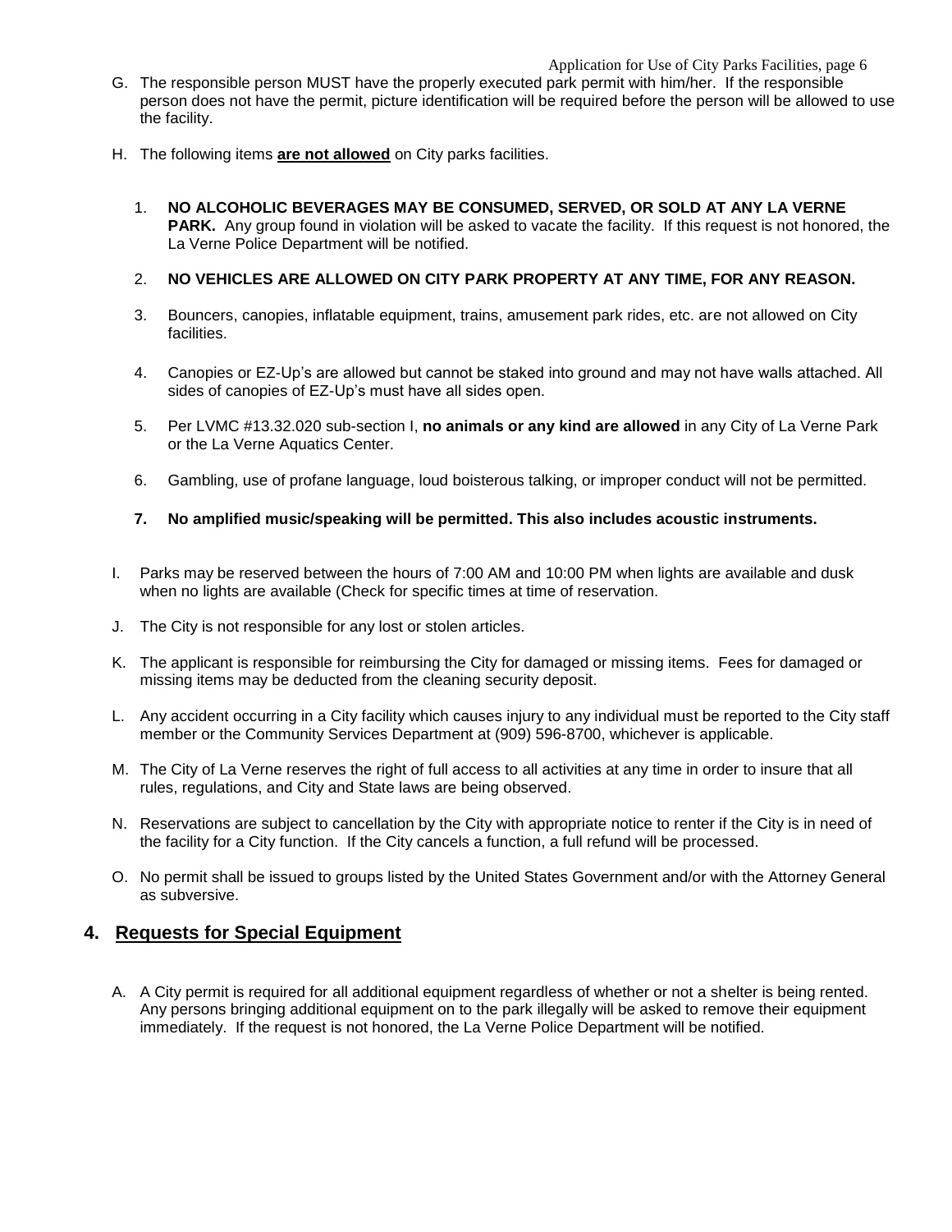G. The responsible person MUST have the properly executed park permit with him/her. If the responsible person does not have the permit, picture identification will be required before the person will be allowed to use the facility.

H. The following items **are not allowed** on City parks facilities.

   1. **NO ALCOHOLIC BEVERAGES MAY BE CONSUMED, SERVED, OR SOLD AT ANY LA VERNE PARK.** Any group found in violation will be asked to vacate the facility. If this request is not honored, the La Verne Police Department will be notified.

   2. **NO VEHICLES ARE ALLOWED ON CITY PARK PROPERTY AT ANY TIME, FOR ANY REASON.**

   3. Bouncers, canopies, inflatable equipment, trains, amusement park rides, etc. are not allowed on City facilities.

   4. Canopies or EZ-Up's are allowed but cannot be staked into ground and may not have walls attached. All sides of canopies of EZ-Up's must have all sides open.

   5. Per LVMC #13.32.020 sub-section I, **no animals or any kind are allowed** in any City of La Verne Park or the La Verne Aquatics Center.

   6. Gambling, use of profane language, loud boisterous talking, or improper conduct will not be permitted.

   7. **No amplified music/speaking will be permitted. This also includes acoustic instruments.**

I. Parks may be reserved between the hours of 7:00 AM and 10:00 PM when lights are available and dusk when no lights are available (Check for specific times at time of reservation.

J. The City is not responsible for any lost or stolen articles.

K. The applicant is responsible for reimbursing the City for damaged or missing items. Fees for damaged or missing items may be deducted from the cleaning security deposit.

L. Any accident occurring in a City facility which causes injury to any individual must be reported to the City staff member or the Community Services Department at (909) 596-8700, whichever is applicable.

M. The City of La Verne reserves the right of full access to all activities at any time in order to insure that all rules, regulations, and City and State laws are being observed.

N. Reservations are subject to cancellation by the City with appropriate notice to renter if the City is in need of the facility for a City function. If the City cancels a function, a full refund will be processed.

O. No permit shall be issued to groups listed by the United States Government and/or with the Attorney General as subversive.

## 4. Requests for Special Equipment

A. A City permit is required for all additional equipment regardless of whether or not a shelter is being rented. Any persons bringing additional equipment on to the park illegally will be asked to remove their equipment immediately. If the request is not honored, the La Verne Police Department will be notified.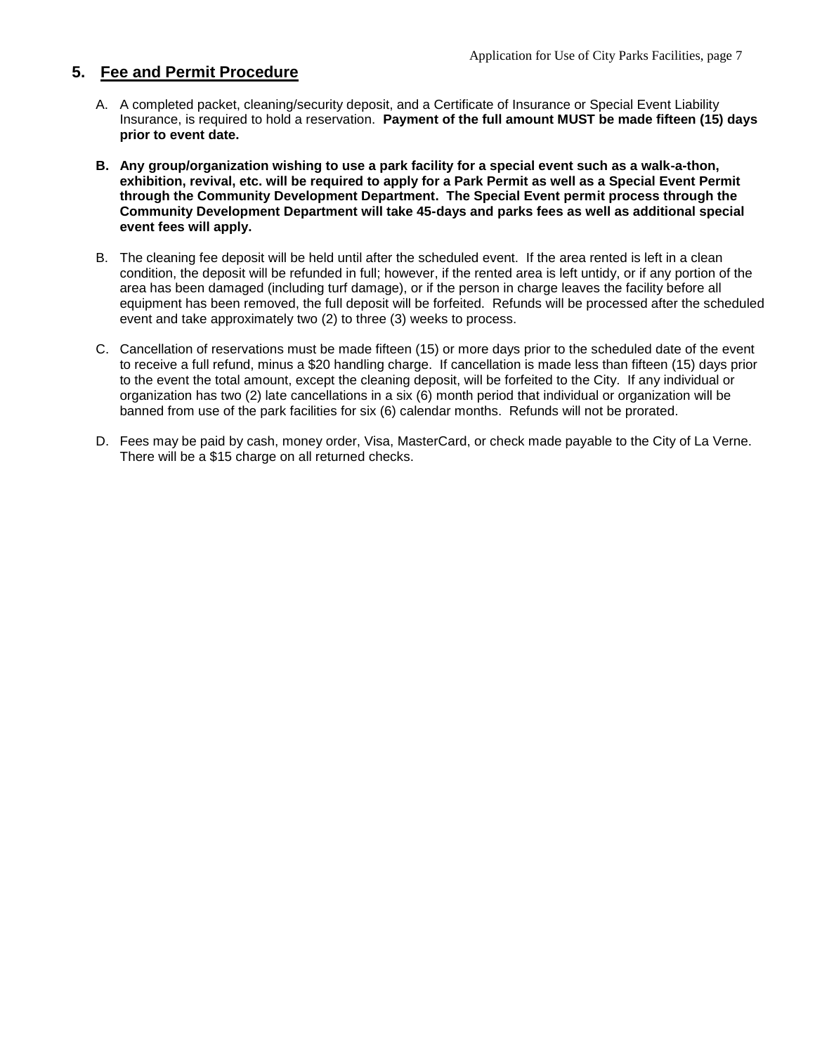## 5. Fee and Permit Procedure

A. A completed packet, cleaning/security deposit, and a Certificate of Insurance or Special Event Liability Insurance, is required to hold a reservation. **Payment of the full amount MUST be made fifteen (15) days prior to event date.**

**B. Any group/organization wishing to use a park facility for a special event such as a walk-a-thon, exhibition, revival, etc. will be required to apply for a Park Permit as well as a Special Event Permit through the Community Development Department. The Special Event permit process through the Community Development Department will take 45-days and parks fees as well as additional special event fees will apply.**

B. The cleaning fee deposit will be held until after the scheduled event. If the area rented is left in a clean condition, the deposit will be refunded in full; however, if the rented area is left untidy, or if any portion of the area has been damaged (including turf damage), or if the person in charge leaves the facility before all equipment has been removed, the full deposit will be forfeited. Refunds will be processed after the scheduled event and take approximately two (2) to three (3) weeks to process.

C. Cancellation of reservations must be made fifteen (15) or more days prior to the scheduled date of the event to receive a full refund, minus a $20 handling charge. If cancellation is made less than fifteen (15) days prior to the event the total amount, except the cleaning deposit, will be forfeited to the City. If any individual or organization has two (2) late cancellations in a six (6) month period that individual or organization will be banned from use of the park facilities for six (6) calendar months. Refunds will not be prorated.

D. Fees may be paid by cash, money order, Visa, MasterCard, or check made payable to the City of La Verne. There will be a $15 charge on all returned checks.